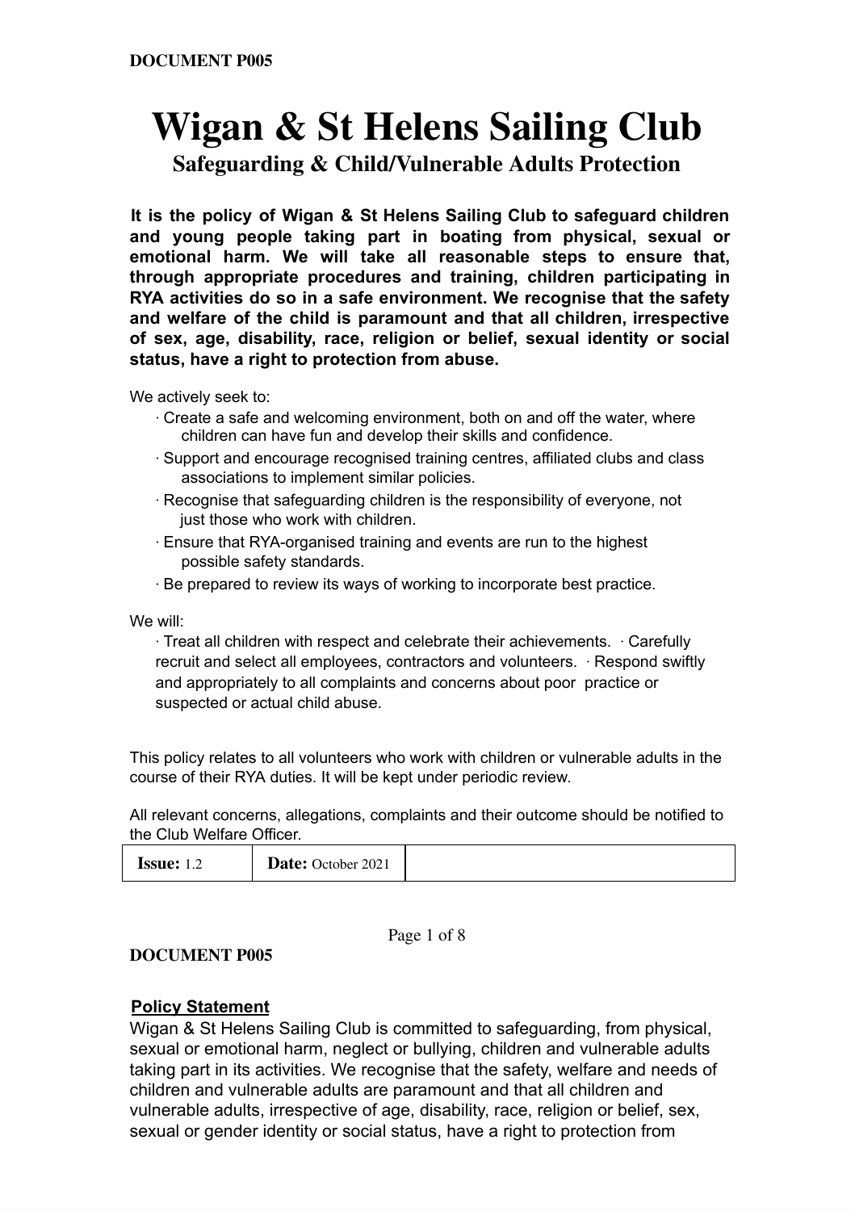# Wigan & St Helens Sailing Club

## Safeguarding & Child/Vulnerable Adults Protection

**It is the policy of Wigan & St Helens Sailing Club to safeguard children and young people taking part in boating from physical, sexual or emotional harm. We will take all reasonable steps to ensure that, through appropriate procedures and training, children participating in RYA activities do so in a safe environment. We recognise that the safety and welfare of the child is paramount and that all children, irrespective of sex, age, disability, race, religion or belief, sexual identity or social status, have a right to protection from abuse.**

We actively seek to:

- Create a safe and welcoming environment, both on and off the water, where children can have fun and develop their skills and confidence.
- Support and encourage recognised training centres, affiliated clubs and class associations to implement similar policies.
- Recognise that safeguarding children is the responsibility of everyone, not just those who work with children.
- Ensure that RYA-organised training and events are run to the highest possible safety standards.
- Be prepared to review its ways of working to incorporate best practice.

We will:

- Treat all children with respect and celebrate their achievements.
- Carefully recruit and select all employees, contractors and volunteers.
- Respond swiftly and appropriately to all complaints and concerns about poor practice or suspected or actual child abuse.

This policy relates to all volunteers who work with children or vulnerable adults in the course of their RYA duties. It will be kept under periodic review.

All relevant concerns, allegations, complaints and their outcome should be notified to the Club Welfare Officer.

| **Issue:** 1.2 | **Date:** October 2021 | |
|---|---|---|

**Policy Statement**

Wigan & St Helens Sailing Club is committed to safeguarding, from physical, sexual or emotional harm, neglect or bullying, children and vulnerable adults taking part in its activities. We recognise that the safety, welfare and needs of children and vulnerable adults are paramount and that all children and vulnerable adults, irrespective of age, disability, race, religion or belief, sex, sexual or gender identity or social status, have a right to protection from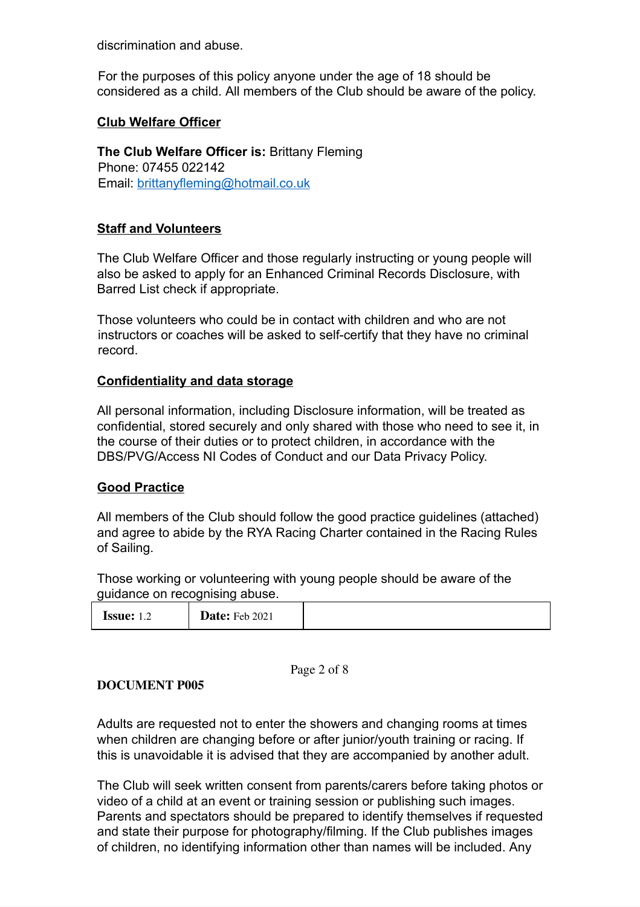discrimination and abuse.

For the purposes of this policy anyone under the age of 18 should be considered as a child. All members of the Club should be aware of the policy.

## Club Welfare Officer

**The Club Welfare Officer is:** Brittany Fleming
Phone: 07455 022142
Email: brittanyfleming@hotmail.co.uk

## Staff and Volunteers

The Club Welfare Officer and those regularly instructing or young people will also be asked to apply for an Enhanced Criminal Records Disclosure, with Barred List check if appropriate.

Those volunteers who could be in contact with children and who are not instructors or coaches will be asked to self-certify that they have no criminal record.

## Confidentiality and data storage

All personal information, including Disclosure information, will be treated as confidential, stored securely and only shared with those who need to see it, in the course of their duties or to protect children, in accordance with the DBS/PVG/Access NI Codes of Conduct and our Data Privacy Policy.

## Good Practice

All members of the Club should follow the good practice guidelines (attached) and agree to abide by the RYA Racing Charter contained in the Racing Rules of Sailing.

Those working or volunteering with young people should be aware of the guidance on recognising abuse.

Adults are requested not to enter the showers and changing rooms at times when children are changing before or after junior/youth training or racing. If this is unavoidable it is advised that they are accompanied by another adult.

The Club will seek written consent from parents/carers before taking photos or video of a child at an event or training session or publishing such images. Parents and spectators should be prepared to identify themselves if requested and state their purpose for photography/filming. If the Club publishes images of children, no identifying information other than names will be included. Any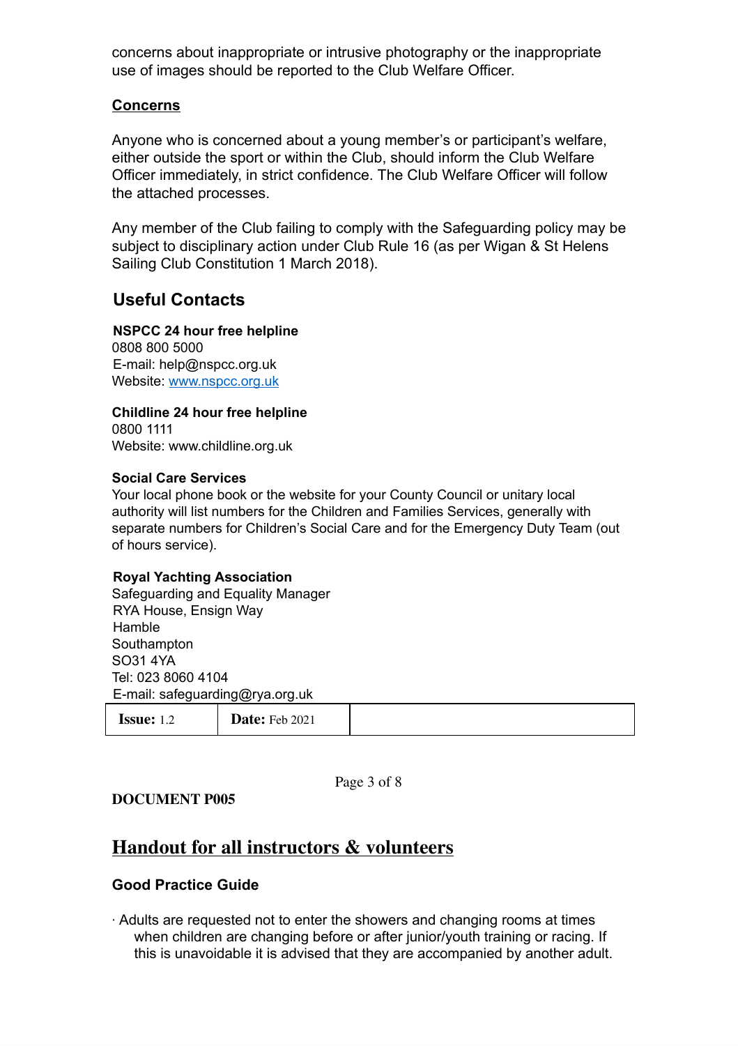concerns about inappropriate or intrusive photography or the inappropriate use of images should be reported to the Club Welfare Officer.

**Concerns**

Anyone who is concerned about a young member's or participant's welfare, either outside the sport or within the Club, should inform the Club Welfare Officer immediately, in strict confidence. The Club Welfare Officer will follow the attached processes.

Any member of the Club failing to comply with the Safeguarding policy may be subject to disciplinary action under Club Rule 16 (as per Wigan & St Helens Sailing Club Constitution 1 March 2018).

## Useful Contacts

**NSPCC 24 hour free helpline**
0808 800 5000
E-mail: help@nspcc.org.uk
Website: www.nspcc.org.uk

**Childline 24 hour free helpline**
0800 1111
Website: www.childline.org.uk

**Social Care Services**
Your local phone book or the website for your County Council or unitary local authority will list numbers for the Children and Families Services, generally with separate numbers for Children's Social Care and for the Emergency Duty Team (out of hours service).

**Royal Yachting Association**
Safeguarding and Equality Manager
RYA House, Ensign Way
Hamble
Southampton
SO31 4YA
Tel: 023 8060 4104
E-mail: safeguarding@rya.org.uk

| **Issue:** 1.2 | **Date:** Feb 2021 | |
|---|---|---|

**DOCUMENT P005**

## Handout for all instructors & volunteers

### Good Practice Guide

· Adults are requested not to enter the showers and changing rooms at times when children are changing before or after junior/youth training or racing. If this is unavoidable it is advised that they are accompanied by another adult.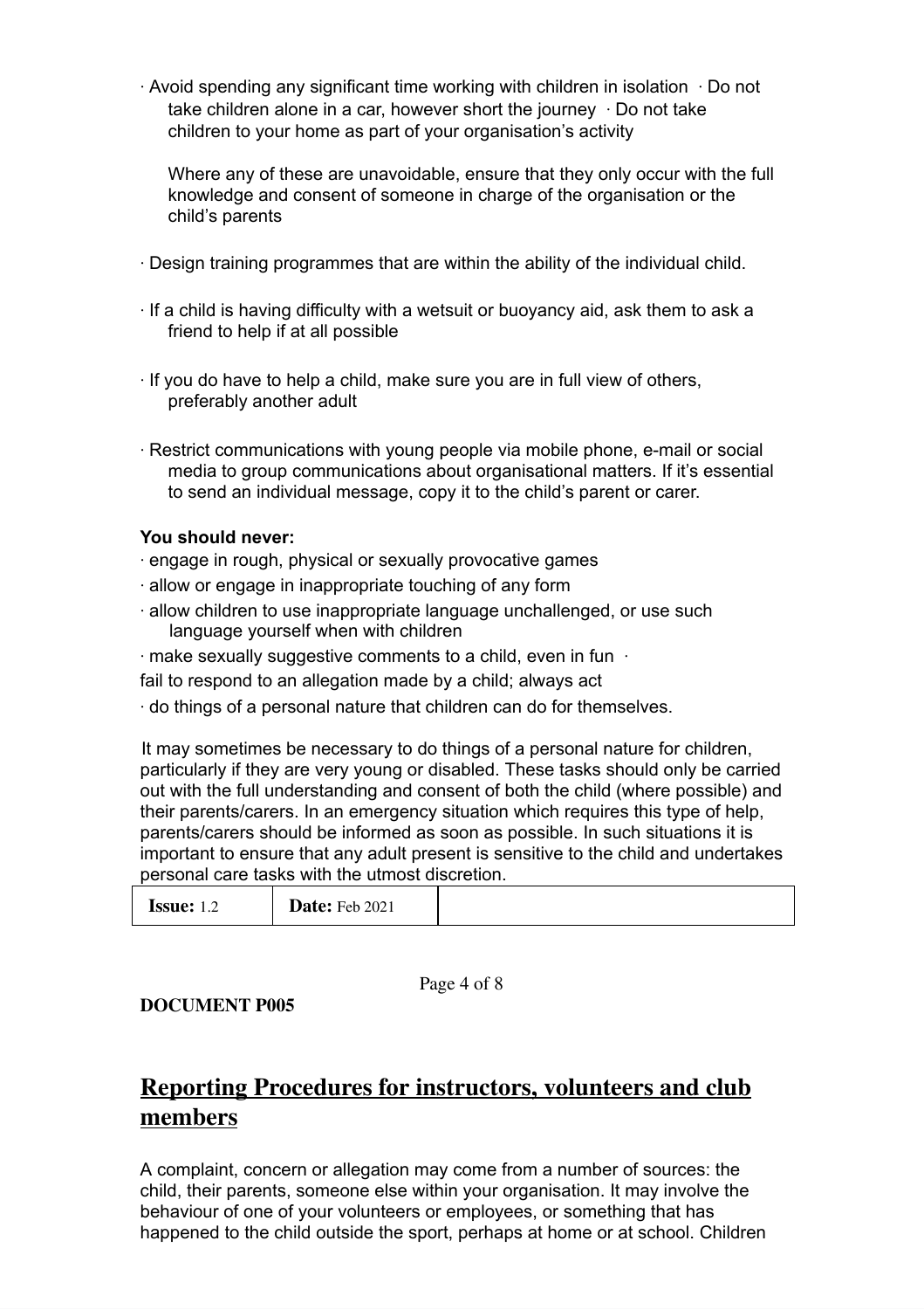- Avoid spending any significant time working with children in isolation
- Do not take children alone in a car, however short the journey
- Do not take children to your home as part of your organisation's activity

  Where any of these are unavoidable, ensure that they only occur with the full knowledge and consent of someone in charge of the organisation or the child's parents

- Design training programmes that are within the ability of the individual child.

- If a child is having difficulty with a wetsuit or buoyancy aid, ask them to ask a friend to help if at all possible

- If you do have to help a child, make sure you are in full view of others, preferably another adult

- Restrict communications with young people via mobile phone, e-mail or social media to group communications about organisational matters. If it's essential to send an individual message, copy it to the child's parent or carer.

**You should never:**

- engage in rough, physical or sexually provocative games
- allow or engage in inappropriate touching of any form
- allow children to use inappropriate language unchallenged, or use such language yourself when with children
- make sexually suggestive comments to a child, even in fun
- fail to respond to an allegation made by a child; always act
- do things of a personal nature that children can do for themselves.

It may sometimes be necessary to do things of a personal nature for children, particularly if they are very young or disabled. These tasks should only be carried out with the full understanding and consent of both the child (where possible) and their parents/carers. In an emergency situation which requires this type of help, parents/carers should be informed as soon as possible. In such situations it is important to ensure that any adult present is sensitive to the child and undertakes personal care tasks with the utmost discretion.

| **Issue:** 1.2 | **Date:** Feb 2021 | |
|---|---|---|

**DOCUMENT P005**

## Reporting Procedures for instructors, volunteers and club members

A complaint, concern or allegation may come from a number of sources: the child, their parents, someone else within your organisation. It may involve the behaviour of one of your volunteers or employees, or something that has happened to the child outside the sport, perhaps at home or at school. Children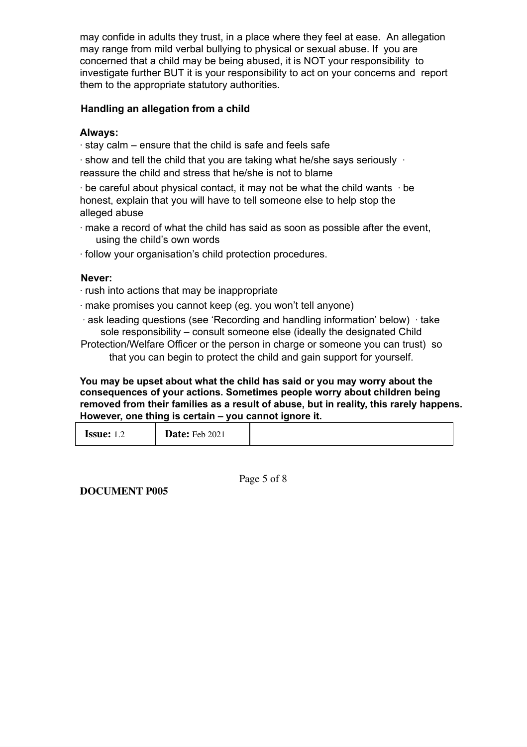may confide in adults they trust, in a place where they feel at ease. An allegation may range from mild verbal bullying to physical or sexual abuse. If you are concerned that a child may be being abused, it is NOT your responsibility to investigate further BUT it is your responsibility to act on your concerns and report them to the appropriate statutory authorities.

### Handling an allegation from a child

**Always:**

- stay calm – ensure that the child is safe and feels safe
- show and tell the child that you are taking what he/she says seriously
- reassure the child and stress that he/she is not to blame
- be careful about physical contact, it may not be what the child wants
- be honest, explain that you will have to tell someone else to help stop the alleged abuse
- make a record of what the child has said as soon as possible after the event, using the child's own words
- follow your organisation's child protection procedures.

**Never:**

- rush into actions that may be inappropriate
- make promises you cannot keep (eg. you won't tell anyone)
- ask leading questions (see 'Recording and handling information' below)
- take sole responsibility – consult someone else (ideally the designated Child Protection/Welfare Officer or the person in charge or someone you can trust) so that you can begin to protect the child and gain support for yourself.

**You may be upset about what the child has said or you may worry about the consequences of your actions. Sometimes people worry about children being removed from their families as a result of abuse, but in reality, this rarely happens. However, one thing is certain – you cannot ignore it.**

| **Issue:** 1.2 | **Date:** Feb 2021 | |
|---|---|---|

**DOCUMENT P005**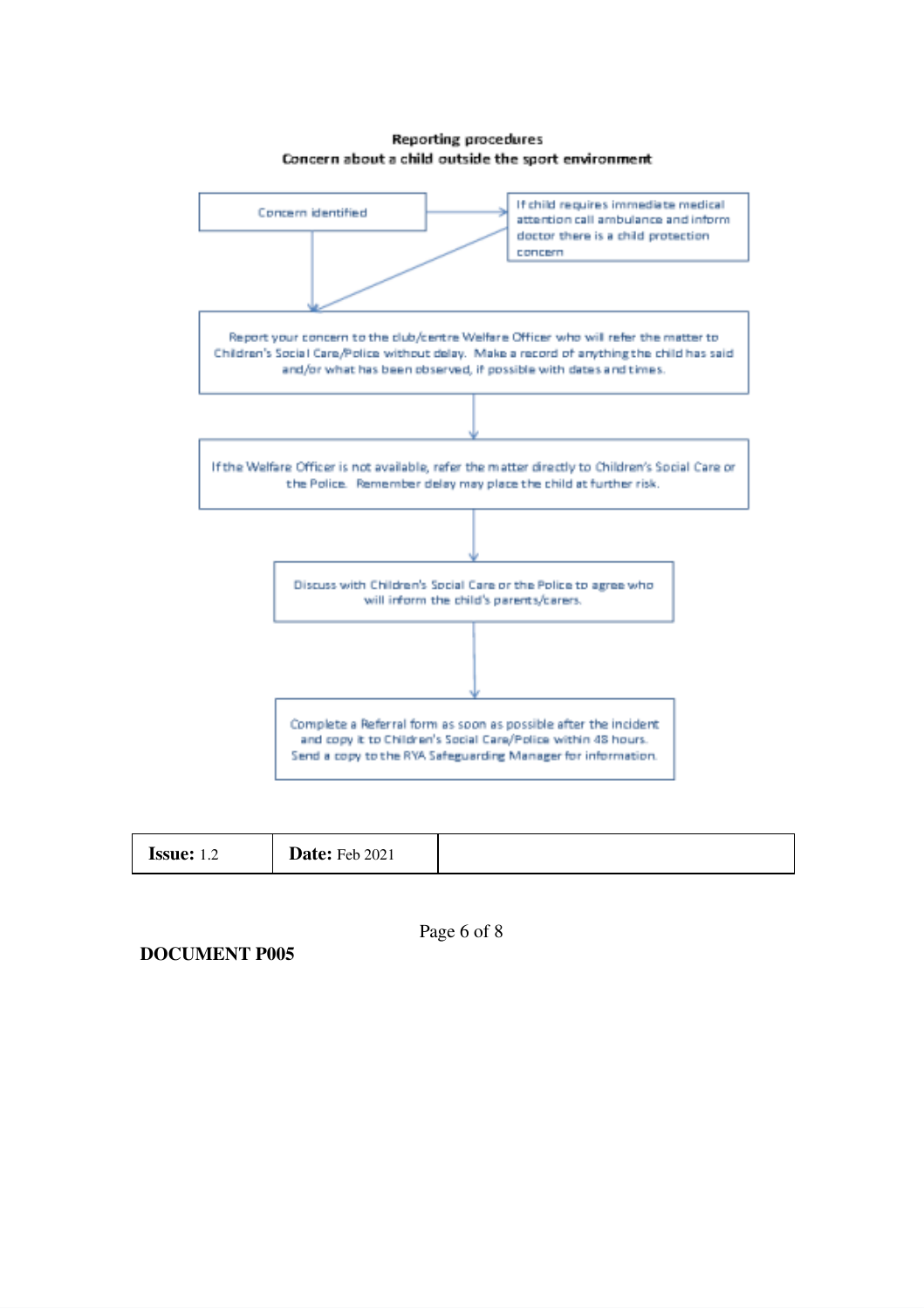**Reporting procedures**
**Concern about a child outside the sport environment**

Concern identified

If child requires immediate medical attention call ambulance and inform doctor there is a child protection concern

Report your concern to the club/centre Welfare Officer who will refer the matter to Children's Social Care/Police without delay. Make a record of anything the child has said and/or what has been observed, if possible with dates and times.

If the Welfare Officer is not available, refer the matter directly to Children's Social Care or the Police. Remember delay may place the child at further risk.

Discuss with Children's Social Care or the Police to agree who will inform the child's parents/carers.

Complete a Referral form as soon as possible after the incident and copy it to Children's Social Care/Police within 48 hours. Send a copy to the RYA Safeguarding Manager for information.

| **Issue:** 1.2 | **Date:** Feb 2021 | |
|---|---|---|

**DOCUMENT P005**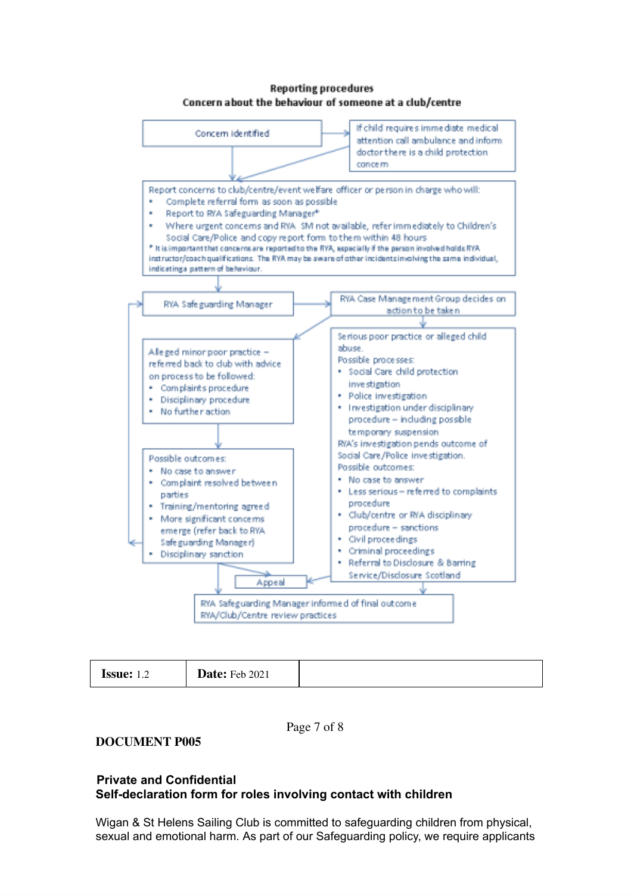**Reporting procedures**
**Concern about the behaviour of someone at a club/centre**

Concern identified

If child requires immediate medical attention call ambulance and inform doctor there is a child protection concern

Report concerns to club/centre/event welfare officer or person in charge who will:

- Complete referral form as soon as possible
- Report to RYA Safeguarding Manager*
- Where urgent concerns and RYA SM not available, refer immediately to Children's Social Care/Police and copy report form to them within 48 hours

* It is important that concerns are reported to the RYA, especially if the person involved holds RYA instructor/coach qualifications. The RYA may be aware of other incidents involving the same individual, indicating a pattern of behaviour.

RYA Safeguarding Manager

RYA Case Management Group decides on action to be taken

Alleged minor poor practice – referred back to club with advice on process to be followed:

- Complaints procedure
- Disciplinary procedure
- No further action

Possible outcomes:

- No case to answer
- Complaint resolved between parties
- Training/mentoring agreed
- More significant concerns emerge (refer back to RYA Safeguarding Manager)
- Disciplinary sanction

Serious poor practice or alleged child abuse.

Possible processes:

- Social Care child protection investigation
- Police investigation
- Investigation under disciplinary procedure – including possible temporary suspension

RYA's investigation pends outcome of Social Care/Police investigation.

Possible outcomes:

- No case to answer
- Less serious – referred to complaints procedure
- Club/centre or RYA disciplinary procedure – sanctions
- Civil proceedings
- Criminal proceedings
- Referral to Disclosure & Barring Service/Disclosure Scotland

Appeal

RYA Safeguarding Manager informed of final outcome
RYA/Club/Centre review practices

| **Issue:** 1.2 | **Date:** Feb 2021 | |
|---|---|---|

**DOCUMENT P005**

**Private and Confidential**
**Self-declaration form for roles involving contact with children**

Wigan & St Helens Sailing Club is committed to safeguarding children from physical, sexual and emotional harm. As part of our Safeguarding policy, we require applicants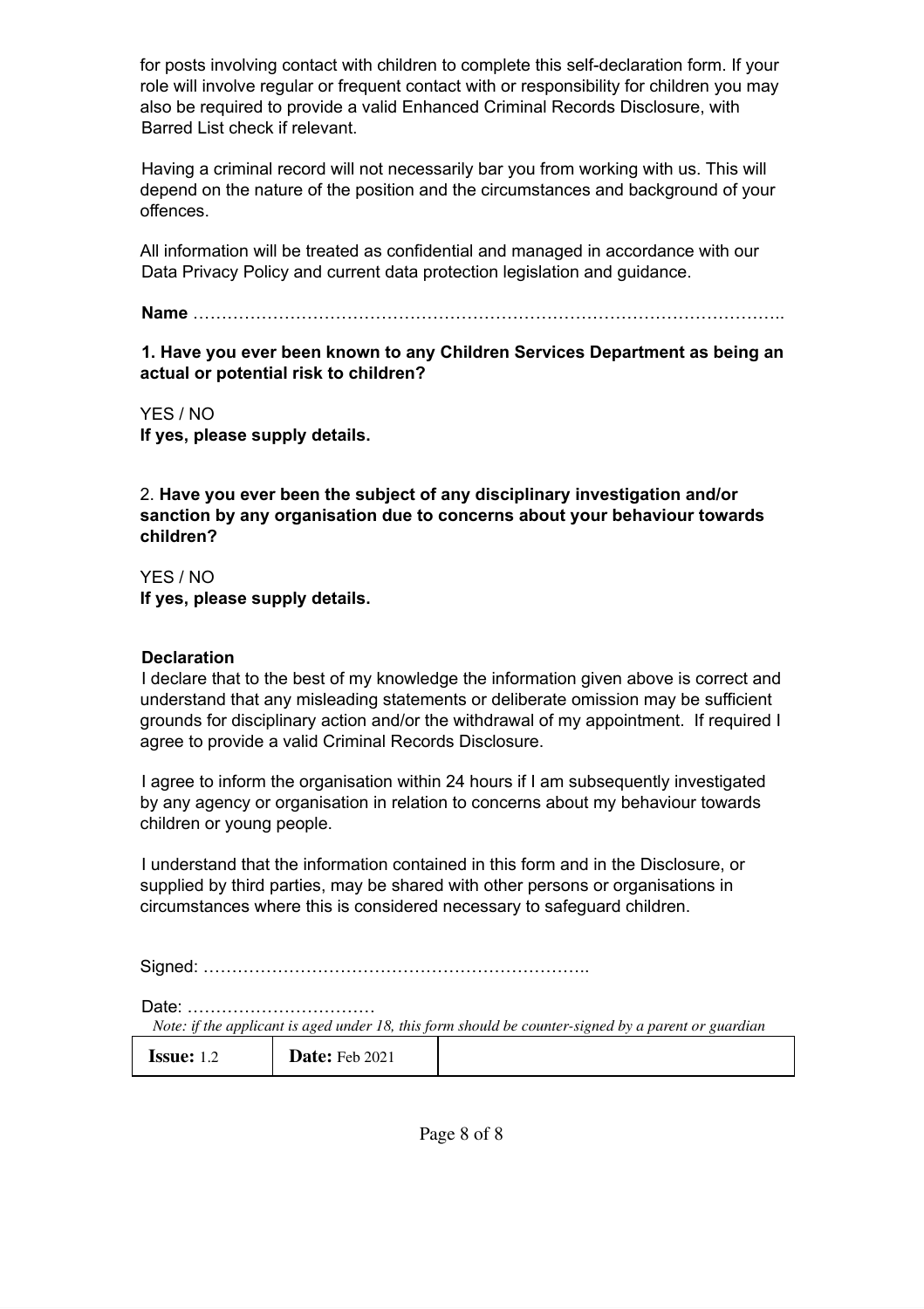for posts involving contact with children to complete this self-declaration form. If your role will involve regular or frequent contact with or responsibility for children you may also be required to provide a valid Enhanced Criminal Records Disclosure, with Barred List check if relevant.

Having a criminal record will not necessarily bar you from working with us. This will depend on the nature of the position and the circumstances and background of your offences.

All information will be treated as confidential and managed in accordance with our Data Privacy Policy and current data protection legislation and guidance.

**Name** …………………………………………………………………………………………..

**1. Have you ever been known to any Children Services Department as being an actual or potential risk to children?**

YES / NO
**If yes, please supply details.**

2. **Have you ever been the subject of any disciplinary investigation and/or sanction by any organisation due to concerns about your behaviour towards children?**

YES / NO
**If yes, please supply details.**

**Declaration**

I declare that to the best of my knowledge the information given above is correct and understand that any misleading statements or deliberate omission may be sufficient grounds for disciplinary action and/or the withdrawal of my appointment. If required I agree to provide a valid Criminal Records Disclosure.

I agree to inform the organisation within 24 hours if I am subsequently investigated by any agency or organisation in relation to concerns about my behaviour towards children or young people.

I understand that the information contained in this form and in the Disclosure, or supplied by third parties, may be shared with other persons or organisations in circumstances where this is considered necessary to safeguard children.

Signed: …………………………………………………………..

Date: ……………………………

*Note: if the applicant is aged under 18, this form should be counter-signed by a parent or guardian*

| | | |
|---|---|---|
| **Issue:** 1.2 | **Date:** Feb 2021 | |